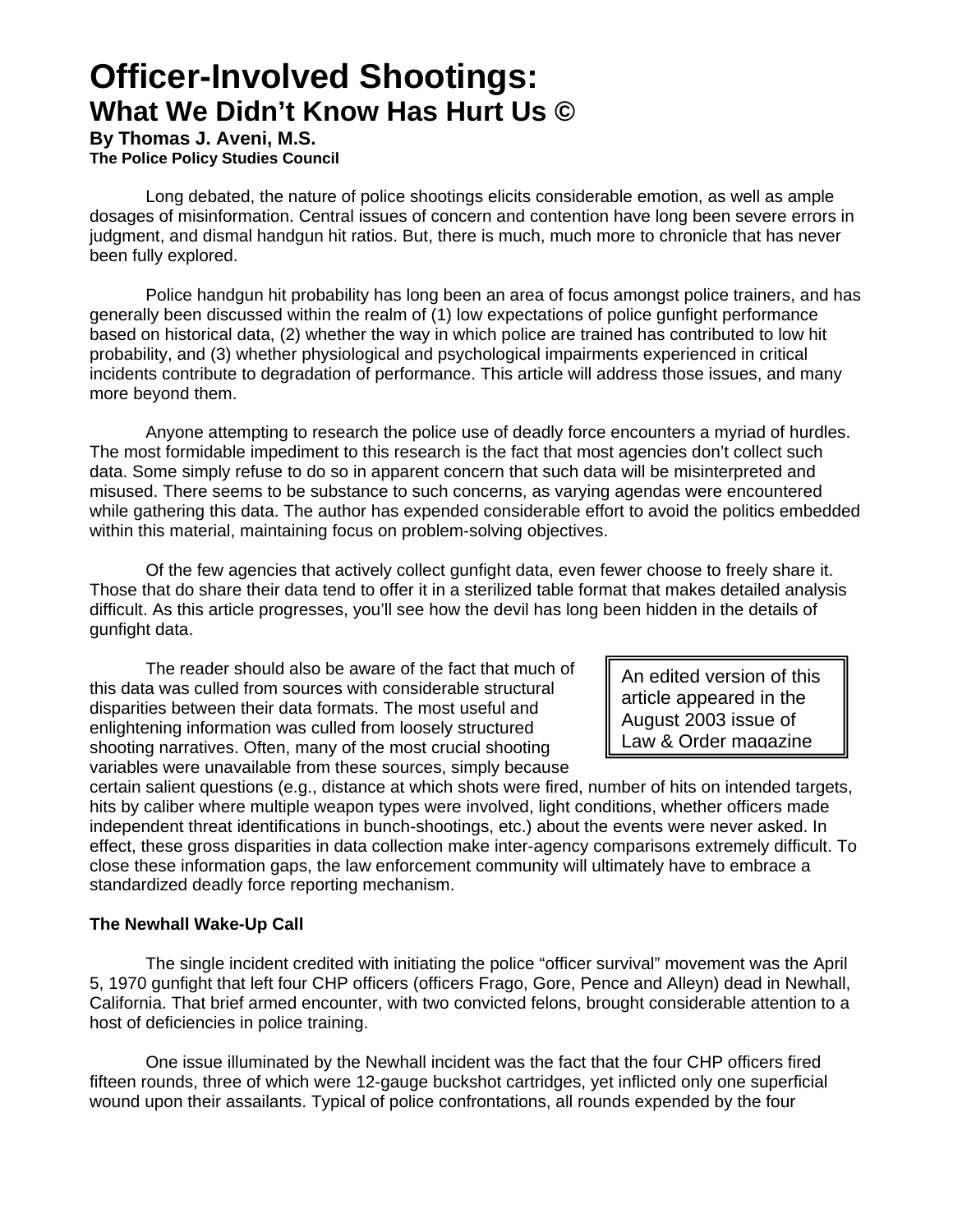# Officer-Involved Shootings:

## What We Didn't Know Has Hurt Us ©

**By Thomas J. Aveni, M.S.**
**The Police Policy Studies Council**

Long debated, the nature of police shootings elicits considerable emotion, as well as ample dosages of misinformation. Central issues of concern and contention have long been severe errors in judgment, and dismal handgun hit ratios. But, there is much, much more to chronicle that has never been fully explored.

Police handgun hit probability has long been an area of focus amongst police trainers, and has generally been discussed within the realm of (1) low expectations of police gunfight performance based on historical data, (2) whether the way in which police are trained has contributed to low hit probability, and (3) whether physiological and psychological impairments experienced in critical incidents contribute to degradation of performance. This article will address those issues, and many more beyond them.

Anyone attempting to research the police use of deadly force encounters a myriad of hurdles. The most formidable impediment to this research is the fact that most agencies don't collect such data. Some simply refuse to do so in apparent concern that such data will be misinterpreted and misused. There seems to be substance to such concerns, as varying agendas were encountered while gathering this data. The author has expended considerable effort to avoid the politics embedded within this material, maintaining focus on problem-solving objectives.

Of the few agencies that actively collect gunfight data, even fewer choose to freely share it. Those that do share their data tend to offer it in a sterilized table format that makes detailed analysis difficult. As this article progresses, you'll see how the devil has long been hidden in the details of gunfight data.

> An edited version of this article appeared in the August 2003 issue of Law & Order magazine

The reader should also be aware of the fact that much of this data was culled from sources with considerable structural disparities between their data formats. The most useful and enlightening information was culled from loosely structured shooting narratives. Often, many of the most crucial shooting variables were unavailable from these sources, simply because certain salient questions (e.g., distance at which shots were fired, number of hits on intended targets, hits by caliber where multiple weapon types were involved, light conditions, whether officers made independent threat identifications in bunch-shootings, etc.) about the events were never asked. In effect, these gross disparities in data collection make inter-agency comparisons extremely difficult. To close these information gaps, the law enforcement community will ultimately have to embrace a standardized deadly force reporting mechanism.

### The Newhall Wake-Up Call

The single incident credited with initiating the police "officer survival" movement was the April 5, 1970 gunfight that left four CHP officers (officers Frago, Gore, Pence and Alleyn) dead in Newhall, California. That brief armed encounter, with two convicted felons, brought considerable attention to a host of deficiencies in police training.

One issue illuminated by the Newhall incident was the fact that the four CHP officers fired fifteen rounds, three of which were 12-gauge buckshot cartridges, yet inflicted only one superficial wound upon their assailants. Typical of police confrontations, all rounds expended by the four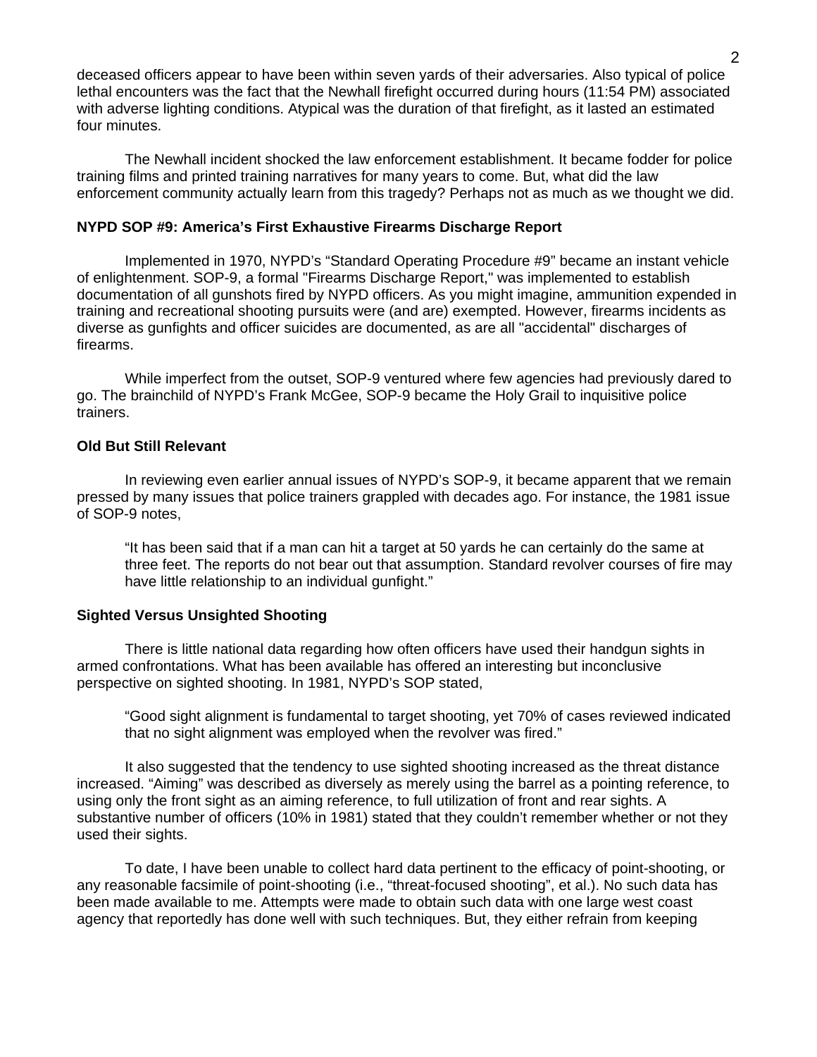deceased officers appear to have been within seven yards of their adversaries. Also typical of police lethal encounters was the fact that the Newhall firefight occurred during hours (11:54 PM) associated with adverse lighting conditions. Atypical was the duration of that firefight, as it lasted an estimated four minutes.

The Newhall incident shocked the law enforcement establishment. It became fodder for police training films and printed training narratives for many years to come. But, what did the law enforcement community actually learn from this tragedy? Perhaps not as much as we thought we did.

**NYPD SOP #9: America's First Exhaustive Firearms Discharge Report**

Implemented in 1970, NYPD's "Standard Operating Procedure #9" became an instant vehicle of enlightenment. SOP-9, a formal "Firearms Discharge Report," was implemented to establish documentation of all gunshots fired by NYPD officers. As you might imagine, ammunition expended in training and recreational shooting pursuits were (and are) exempted. However, firearms incidents as diverse as gunfights and officer suicides are documented, as are all "accidental" discharges of firearms.

While imperfect from the outset, SOP-9 ventured where few agencies had previously dared to go. The brainchild of NYPD's Frank McGee, SOP-9 became the Holy Grail to inquisitive police trainers.

**Old But Still Relevant**

In reviewing even earlier annual issues of NYPD's SOP-9, it became apparent that we remain pressed by many issues that police trainers grappled with decades ago. For instance, the 1981 issue of SOP-9 notes,

> "It has been said that if a man can hit a target at 50 yards he can certainly do the same at three feet. The reports do not bear out that assumption. Standard revolver courses of fire may have little relationship to an individual gunfight."

**Sighted Versus Unsighted Shooting**

There is little national data regarding how often officers have used their handgun sights in armed confrontations. What has been available has offered an interesting but inconclusive perspective on sighted shooting. In 1981, NYPD's SOP stated,

> "Good sight alignment is fundamental to target shooting, yet 70% of cases reviewed indicated that no sight alignment was employed when the revolver was fired."

It also suggested that the tendency to use sighted shooting increased as the threat distance increased. "Aiming" was described as diversely as merely using the barrel as a pointing reference, to using only the front sight as an aiming reference, to full utilization of front and rear sights. A substantive number of officers (10% in 1981) stated that they couldn't remember whether or not they used their sights.

To date, I have been unable to collect hard data pertinent to the efficacy of point-shooting, or any reasonable facsimile of point-shooting (i.e., "threat-focused shooting", et al.). No such data has been made available to me. Attempts were made to obtain such data with one large west coast agency that reportedly has done well with such techniques. But, they either refrain from keeping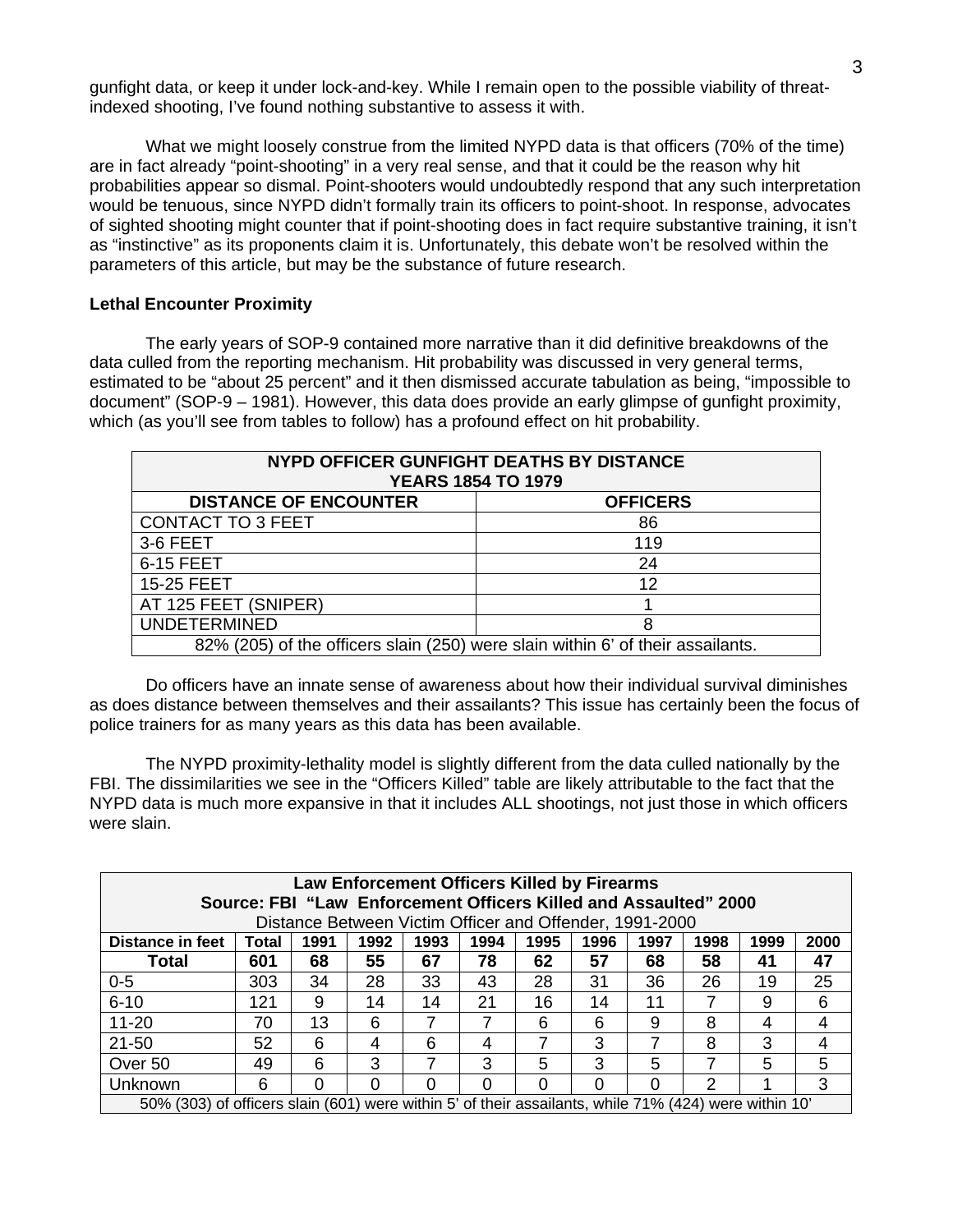gunfight data, or keep it under lock-and-key. While I remain open to the possible viability of threat-indexed shooting, I've found nothing substantive to assess it with.

What we might loosely construe from the limited NYPD data is that officers (70% of the time) are in fact already "point-shooting" in a very real sense, and that it could be the reason why hit probabilities appear so dismal. Point-shooters would undoubtedly respond that any such interpretation would be tenuous, since NYPD didn't formally train its officers to point-shoot. In response, advocates of sighted shooting might counter that if point-shooting does in fact require substantive training, it isn't as "instinctive" as its proponents claim it is. Unfortunately, this debate won't be resolved within the parameters of this article, but may be the substance of future research.

**Lethal Encounter Proximity**

The early years of SOP-9 contained more narrative than it did definitive breakdowns of the data culled from the reporting mechanism. Hit probability was discussed in very general terms, estimated to be "about 25 percent" and it then dismissed accurate tabulation as being, "impossible to document" (SOP-9 – 1981). However, this data does provide an early glimpse of gunfight proximity, which (as you'll see from tables to follow) has a profound effect on hit probability.

| **NYPD OFFICER GUNFIGHT DEATHS BY DISTANCE YEARS 1854 TO 1979** | |
|---|---|
| **DISTANCE OF ENCOUNTER** | **OFFICERS** |
| CONTACT TO 3 FEET | 86 |
| 3-6 FEET | 119 |
| 6-15 FEET | 24 |
| 15-25 FEET | 12 |
| AT 125 FEET (SNIPER) | 1 |
| UNDETERMINED | 8 |
| 82% (205) of the officers slain (250) were slain within 6' of their assailants. | |

Do officers have an innate sense of awareness about how their individual survival diminishes as does distance between themselves and their assailants? This issue has certainly been the focus of police trainers for as many years as this data has been available.

The NYPD proximity-lethality model is slightly different from the data culled nationally by the FBI. The dissimilarities we see in the "Officers Killed" table are likely attributable to the fact that the NYPD data is much more expansive in that it includes ALL shootings, not just those in which officers were slain.

| **Law Enforcement Officers Killed by Firearms Source: FBI "Law Enforcement Officers Killed and Assaulted" 2000** Distance Between Victim Officer and Offender, 1991-2000 | | | | | | | | | | | |
|---|---|---|---|---|---|---|---|---|---|---|---|
| **Distance in feet** | **Total** | **1991** | **1992** | **1993** | **1994** | **1995** | **1996** | **1997** | **1998** | **1999** | **2000** |
| **Total** | **601** | **68** | **55** | **67** | **78** | **62** | **57** | **68** | **58** | **41** | **47** |
| 0-5 | 303 | 34 | 28 | 33 | 43 | 28 | 31 | 36 | 26 | 19 | 25 |
| 6-10 | 121 | 9 | 14 | 14 | 21 | 16 | 14 | 11 | 7 | 9 | 6 |
| 11-20 | 70 | 13 | 6 | 7 | 7 | 6 | 6 | 9 | 8 | 4 | 4 |
| 21-50 | 52 | 6 | 4 | 6 | 4 | 7 | 3 | 7 | 8 | 3 | 4 |
| Over 50 | 49 | 6 | 3 | 7 | 3 | 5 | 3 | 5 | 7 | 5 | 5 |
| Unknown | 6 | 0 | 0 | 0 | 0 | 0 | 0 | 0 | 2 | 1 | 3 |
| 50% (303) of officers slain (601) were within 5' of their assailants, while 71% (424) were within 10' | | | | | | | | | | | |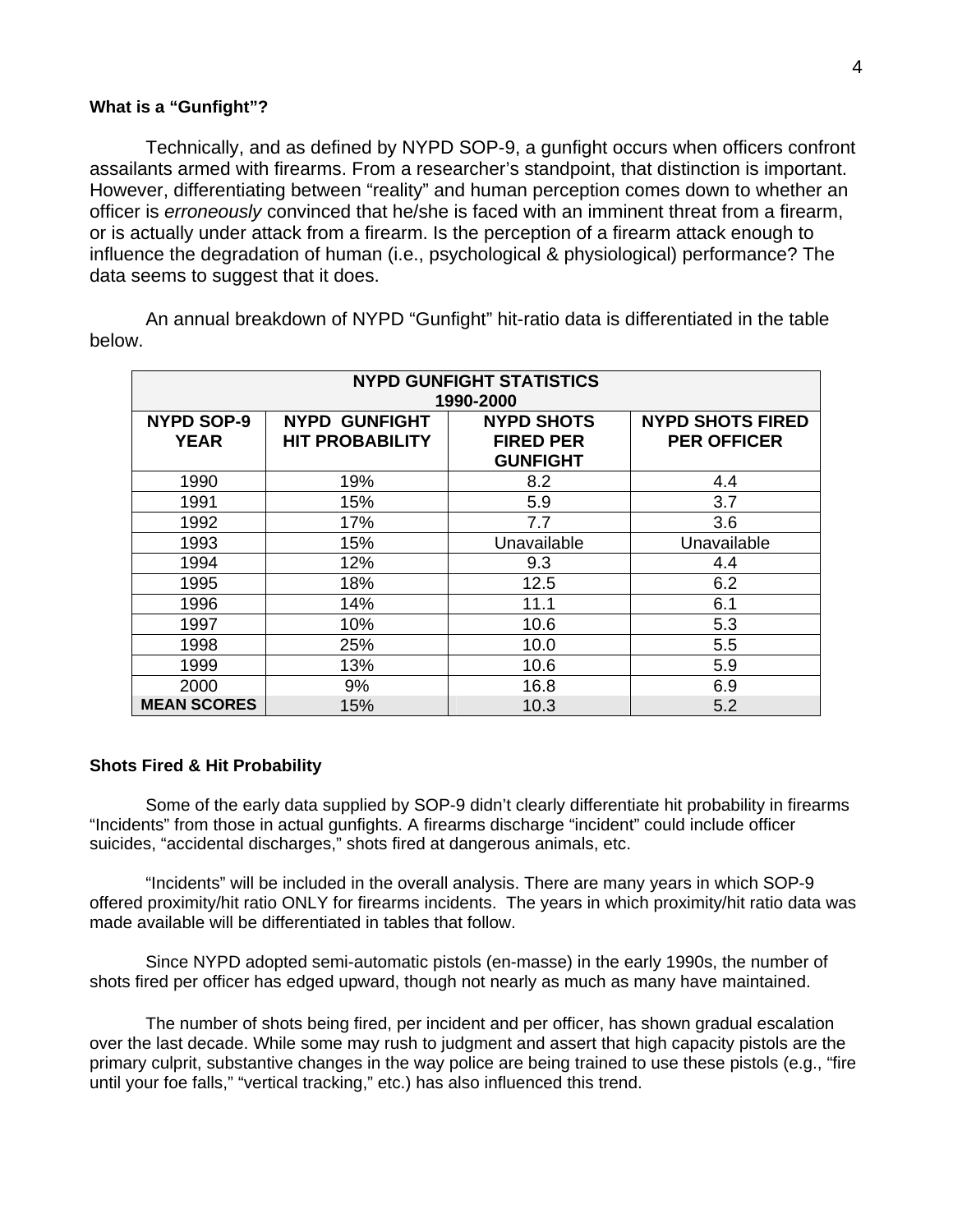### What is a "Gunfight"?

Technically, and as defined by NYPD SOP-9, a gunfight occurs when officers confront assailants armed with firearms. From a researcher's standpoint, that distinction is important. However, differentiating between "reality" and human perception comes down to whether an officer is *erroneously* convinced that he/she is faced with an imminent threat from a firearm, or is actually under attack from a firearm. Is the perception of a firearm attack enough to influence the degradation of human (i.e., psychological & physiological) performance? The data seems to suggest that it does.

An annual breakdown of NYPD "Gunfight" hit-ratio data is differentiated in the table below.

| NYPD GUNFIGHT STATISTICS 1990-2000 | | | |
|---|---|---|---|
| **NYPD SOP-9 YEAR** | **NYPD GUNFIGHT HIT PROBABILITY** | **NYPD SHOTS FIRED PER GUNFIGHT** | **NYPD SHOTS FIRED PER OFFICER** |
| 1990 | 19% | 8.2 | 4.4 |
| 1991 | 15% | 5.9 | 3.7 |
| 1992 | 17% | 7.7 | 3.6 |
| 1993 | 15% | Unavailable | Unavailable |
| 1994 | 12% | 9.3 | 4.4 |
| 1995 | 18% | 12.5 | 6.2 |
| 1996 | 14% | 11.1 | 6.1 |
| 1997 | 10% | 10.6 | 5.3 |
| 1998 | 25% | 10.0 | 5.5 |
| 1999 | 13% | 10.6 | 5.9 |
| 2000 | 9% | 16.8 | 6.9 |
| **MEAN SCORES** | 15% | 10.3 | 5.2 |

### Shots Fired & Hit Probability

Some of the early data supplied by SOP-9 didn't clearly differentiate hit probability in firearms "Incidents" from those in actual gunfights. A firearms discharge "incident" could include officer suicides, "accidental discharges," shots fired at dangerous animals, etc.

"Incidents" will be included in the overall analysis. There are many years in which SOP-9 offered proximity/hit ratio ONLY for firearms incidents. The years in which proximity/hit ratio data was made available will be differentiated in tables that follow.

Since NYPD adopted semi-automatic pistols (en-masse) in the early 1990s, the number of shots fired per officer has edged upward, though not nearly as much as many have maintained.

The number of shots being fired, per incident and per officer, has shown gradual escalation over the last decade. While some may rush to judgment and assert that high capacity pistols are the primary culprit, substantive changes in the way police are being trained to use these pistols (e.g., "fire until your foe falls," "vertical tracking," etc.) has also influenced this trend.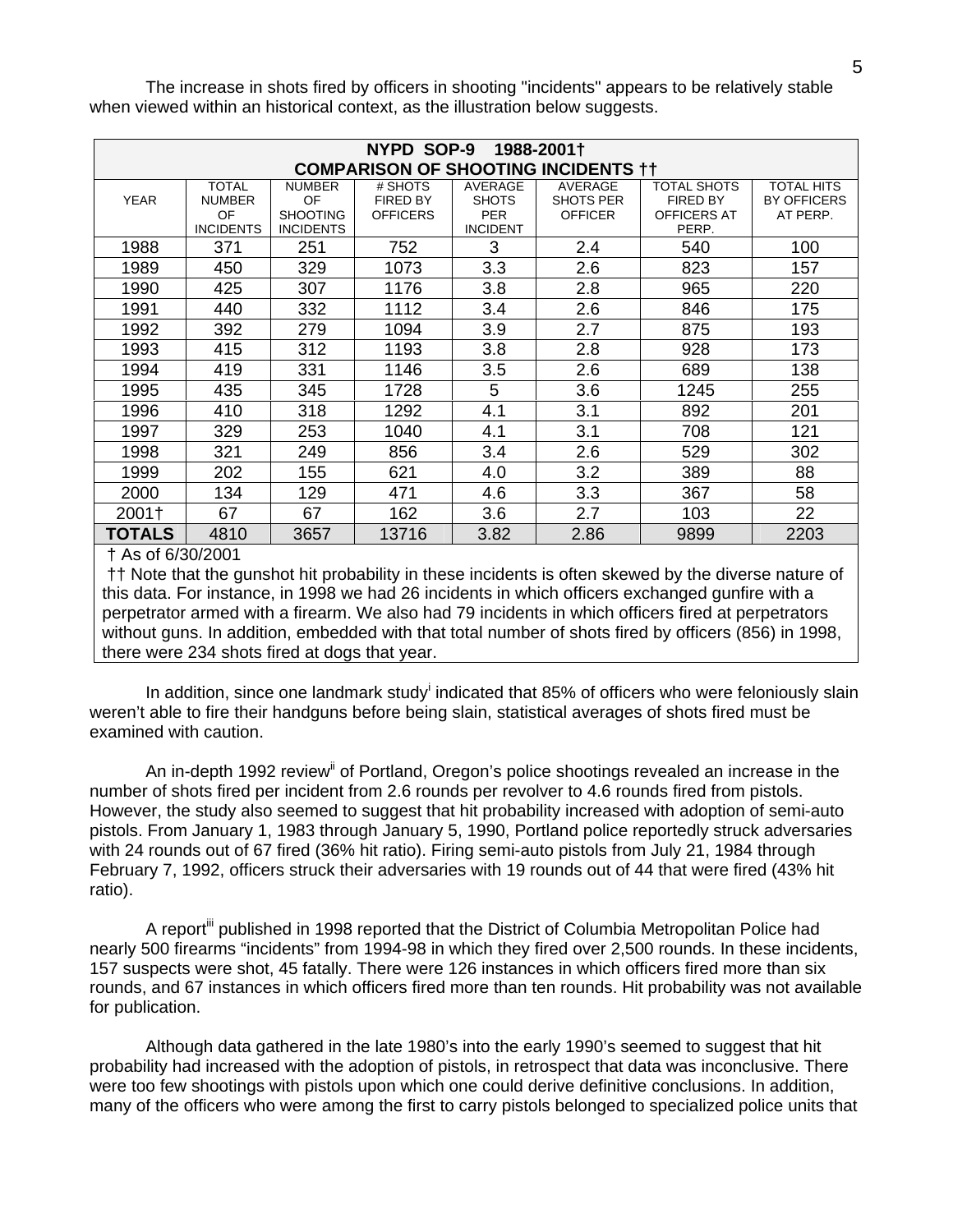The increase in shots fired by officers in shooting "incidents" appears to be relatively stable when viewed within an historical context, as the illustration below suggests.

| NYPD SOP-9 1988-2001† COMPARISON OF SHOOTING INCIDENTS †† | | | | | | | |
|---|---|---|---|---|---|---|---|
| YEAR | TOTAL NUMBER OF INCIDENTS | NUMBER OF SHOOTING INCIDENTS | # SHOTS FIRED BY OFFICERS | AVERAGE SHOTS PER INCIDENT | AVERAGE SHOTS PER OFFICER | TOTAL SHOTS FIRED BY OFFICERS AT PERP. | TOTAL HITS BY OFFICERS AT PERP. |
| 1988 | 371 | 251 | 752 | 3 | 2.4 | 540 | 100 |
| 1989 | 450 | 329 | 1073 | 3.3 | 2.6 | 823 | 157 |
| 1990 | 425 | 307 | 1176 | 3.8 | 2.8 | 965 | 220 |
| 1991 | 440 | 332 | 1112 | 3.4 | 2.6 | 846 | 175 |
| 1992 | 392 | 279 | 1094 | 3.9 | 2.7 | 875 | 193 |
| 1993 | 415 | 312 | 1193 | 3.8 | 2.8 | 928 | 173 |
| 1994 | 419 | 331 | 1146 | 3.5 | 2.6 | 689 | 138 |
| 1995 | 435 | 345 | 1728 | 5 | 3.6 | 1245 | 255 |
| 1996 | 410 | 318 | 1292 | 4.1 | 3.1 | 892 | 201 |
| 1997 | 329 | 253 | 1040 | 4.1 | 3.1 | 708 | 121 |
| 1998 | 321 | 249 | 856 | 3.4 | 2.6 | 529 | 302 |
| 1999 | 202 | 155 | 621 | 4.0 | 3.2 | 389 | 88 |
| 2000 | 134 | 129 | 471 | 4.6 | 3.3 | 367 | 58 |
| 2001† | 67 | 67 | 162 | 3.6 | 2.7 | 103 | 22 |
| **TOTALS** | 4810 | 3657 | 13716 | 3.82 | 2.86 | 9899 | 2203 |

† As of 6/30/2001

†† Note that the gunshot hit probability in these incidents is often skewed by the diverse nature of this data. For instance, in 1998 we had 26 incidents in which officers exchanged gunfire with a perpetrator armed with a firearm. We also had 79 incidents in which officers fired at perpetrators without guns. In addition, embedded with that total number of shots fired by officers (856) in 1998, there were 234 shots fired at dogs that year.

In addition, since one landmark study[i] indicated that 85% of officers who were feloniously slain weren't able to fire their handguns before being slain, statistical averages of shots fired must be examined with caution.

An in-depth 1992 review[ii] of Portland, Oregon's police shootings revealed an increase in the number of shots fired per incident from 2.6 rounds per revolver to 4.6 rounds fired from pistols. However, the study also seemed to suggest that hit probability increased with adoption of semi-auto pistols. From January 1, 1983 through January 5, 1990, Portland police reportedly struck adversaries with 24 rounds out of 67 fired (36% hit ratio). Firing semi-auto pistols from July 21, 1984 through February 7, 1992, officers struck their adversaries with 19 rounds out of 44 that were fired (43% hit ratio).

A report[iii] published in 1998 reported that the District of Columbia Metropolitan Police had nearly 500 firearms "incidents" from 1994-98 in which they fired over 2,500 rounds. In these incidents, 157 suspects were shot, 45 fatally. There were 126 instances in which officers fired more than six rounds, and 67 instances in which officers fired more than ten rounds. Hit probability was not available for publication.

Although data gathered in the late 1980's into the early 1990's seemed to suggest that hit probability had increased with the adoption of pistols, in retrospect that data was inconclusive. There were too few shootings with pistols upon which one could derive definitive conclusions. In addition, many of the officers who were among the first to carry pistols belonged to specialized police units that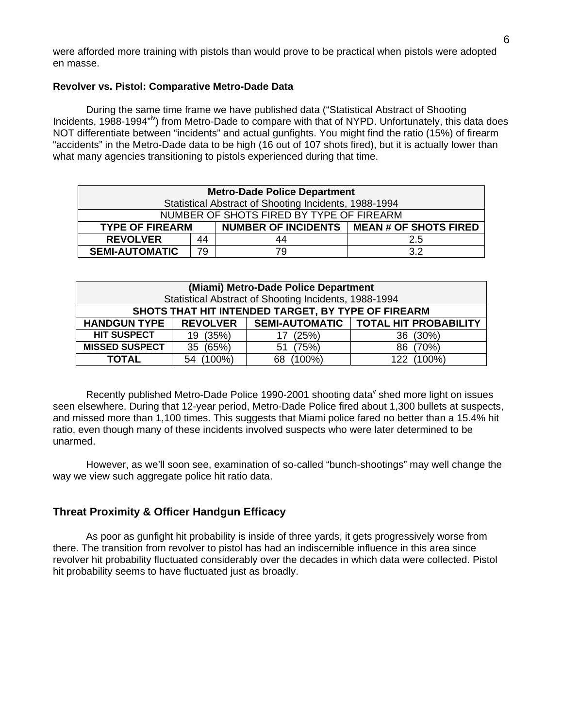were afforded more training with pistols than would prove to be practical when pistols were adopted en masse.

**Revolver vs. Pistol: Comparative Metro-Dade Data**

During the same time frame we have published data ("Statistical Abstract of Shooting Incidents, 1988-1994"[iv]) from Metro-Dade to compare with that of NYPD. Unfortunately, this data does NOT differentiate between "incidents" and actual gunfights. You might find the ratio (15%) of firearm "accidents" in the Metro-Dade data to be high (16 out of 107 shots fired), but it is actually lower than what many agencies transitioning to pistols experienced during that time.

| **Metro-Dade Police Department** Statistical Abstract of Shooting Incidents, 1988-1994 | | | |
|---|---|---|---|
| NUMBER OF SHOTS FIRED BY TYPE OF FIREARM | | | |
| **TYPE OF FIREARM** | | **NUMBER OF INCIDENTS** | **MEAN # OF SHOTS FIRED** |
| **REVOLVER** | 44 | 44 | 2.5 |
| **SEMI-AUTOMATIC** | 79 | 79 | 3.2 |

| **(Miami) Metro-Dade Police Department** Statistical Abstract of Shooting Incidents, 1988-1994 | | | |
|---|---|---|---|
| **SHOTS THAT HIT INTENDED TARGET, BY TYPE OF FIREARM** | | | |
| **HANDGUN TYPE** | **REVOLVER** | **SEMI-AUTOMATIC** | **TOTAL HIT PROBABILITY** |
| **HIT SUSPECT** | 19 (35%) | 17 (25%) | 36 (30%) |
| **MISSED SUSPECT** | 35 (65%) | 51 (75%) | 86 (70%) |
| **TOTAL** | 54 (100%) | 68 (100%) | 122 (100%) |

Recently published Metro-Dade Police 1990-2001 shooting data[v] shed more light on issues seen elsewhere. During that 12-year period, Metro-Dade Police fired about 1,300 bullets at suspects, and missed more than 1,100 times. This suggests that Miami police fared no better than a 15.4% hit ratio, even though many of these incidents involved suspects who were later determined to be unarmed.

However, as we'll soon see, examination of so-called "bunch-shootings" may well change the way we view such aggregate police hit ratio data.

## Threat Proximity & Officer Handgun Efficacy

As poor as gunfight hit probability is inside of three yards, it gets progressively worse from there. The transition from revolver to pistol has had an indiscernible influence in this area since revolver hit probability fluctuated considerably over the decades in which data were collected. Pistol hit probability seems to have fluctuated just as broadly.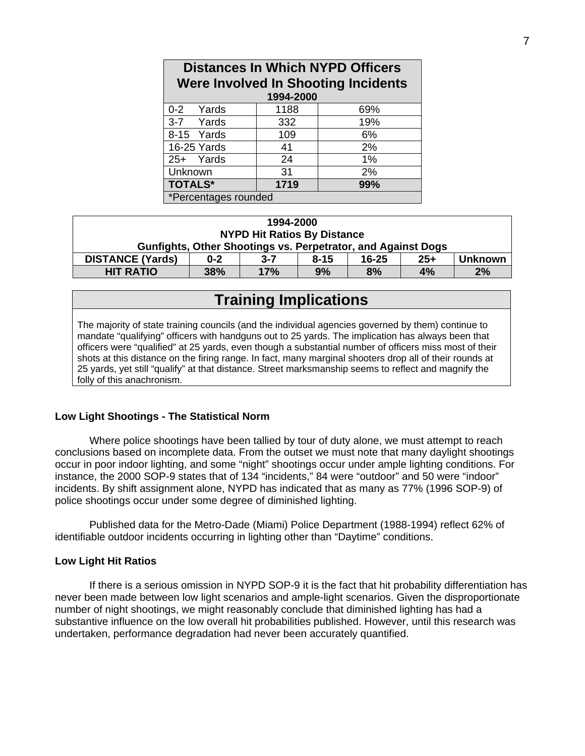| Distances In Which NYPD Officers Were Involved In Shooting Incidents 1994-2000 | | |
|---|---|---|
| 0-2 Yards | 1188 | 69% |
| 3-7 Yards | 332 | 19% |
| 8-15 Yards | 109 | 6% |
| 16-25 Yards | 41 | 2% |
| 25+ Yards | 24 | 1% |
| Unknown | 31 | 2% |
| **TOTALS*** | **1719** | **99%** |
| *Percentages rounded | | |

| 1994-2000 NYPD Hit Ratios By Distance Gunfights, Other Shootings vs. Perpetrator, and Against Dogs | | | | | | |
|---|---|---|---|---|---|---|
| **DISTANCE (Yards)** | **0-2** | **3-7** | **8-15** | **16-25** | **25+** | **Unknown** |
| **HIT RATIO** | **38%** | **17%** | **9%** | **8%** | **4%** | **2%** |

## Training Implications

The majority of state training councils (and the individual agencies governed by them) continue to mandate "qualifying" officers with handguns out to 25 yards. The implication has always been that officers were "qualified" at 25 yards, even though a substantial number of officers miss most of their shots at this distance on the firing range. In fact, many marginal shooters drop all of their rounds at 25 yards, yet still "qualify" at that distance. Street marksmanship seems to reflect and magnify the folly of this anachronism.

### Low Light Shootings - The Statistical Norm

Where police shootings have been tallied by tour of duty alone, we must attempt to reach conclusions based on incomplete data. From the outset we must note that many daylight shootings occur in poor indoor lighting, and some "night" shootings occur under ample lighting conditions. For instance, the 2000 SOP-9 states that of 134 "incidents," 84 were "outdoor" and 50 were "indoor" incidents. By shift assignment alone, NYPD has indicated that as many as 77% (1996 SOP-9) of police shootings occur under some degree of diminished lighting.

Published data for the Metro-Dade (Miami) Police Department (1988-1994) reflect 62% of identifiable outdoor incidents occurring in lighting other than "Daytime" conditions.

### Low Light Hit Ratios

If there is a serious omission in NYPD SOP-9 it is the fact that hit probability differentiation has never been made between low light scenarios and ample-light scenarios. Given the disproportionate number of night shootings, we might reasonably conclude that diminished lighting has had a substantive influence on the low overall hit probabilities published. However, until this research was undertaken, performance degradation had never been accurately quantified.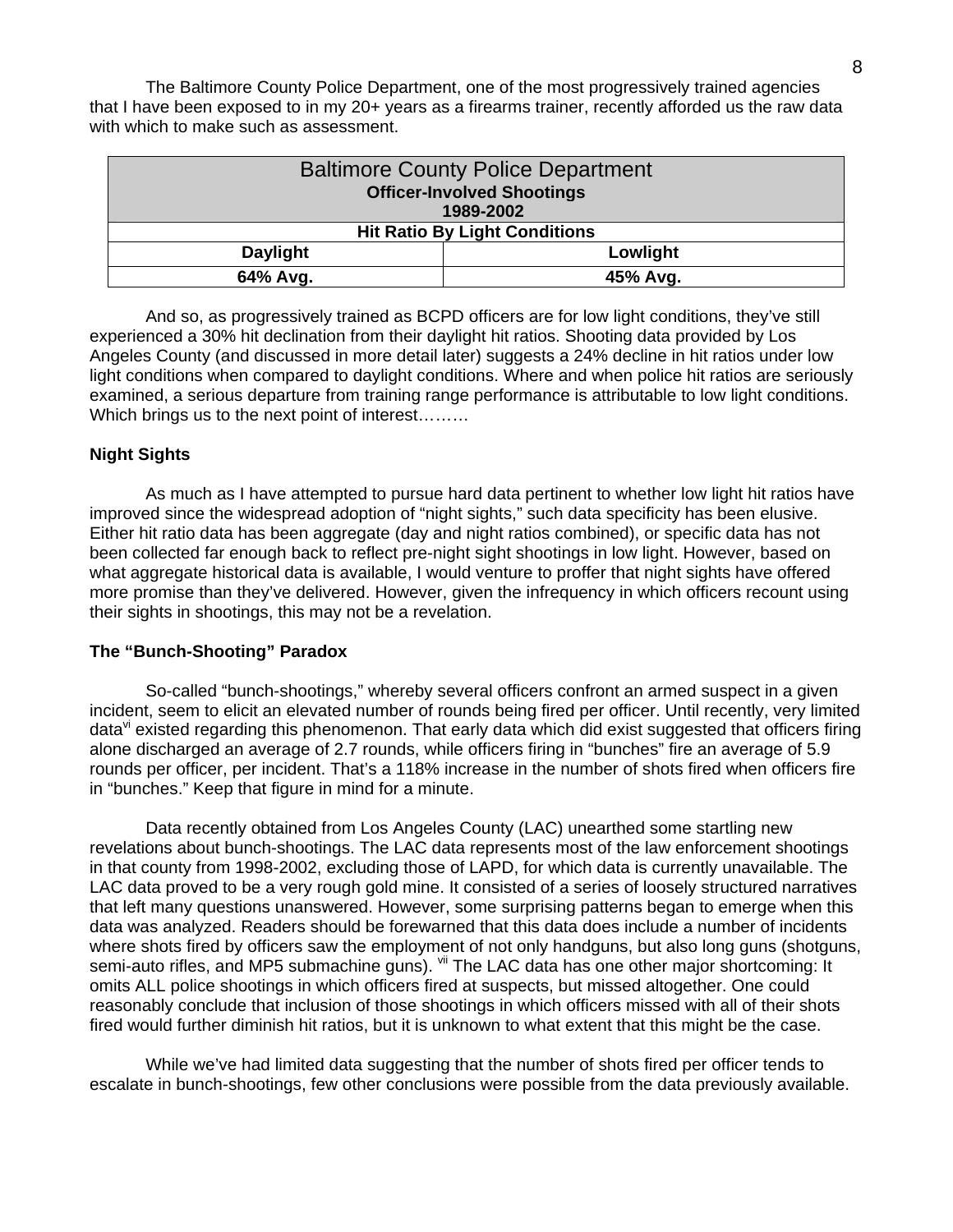The Baltimore County Police Department, one of the most progressively trained agencies that I have been exposed to in my 20+ years as a firearms trainer, recently afforded us the raw data with which to make such as assessment.

| Baltimore County Police Department **Officer-Involved Shootings** **1989-2002** | |
|---|---|
| **Hit Ratio By Light Conditions** | |
| **Daylight** | **Lowlight** |
| **64% Avg.** | **45% Avg.** |

And so, as progressively trained as BCPD officers are for low light conditions, they've still experienced a 30% hit declination from their daylight hit ratios. Shooting data provided by Los Angeles County (and discussed in more detail later) suggests a 24% decline in hit ratios under low light conditions when compared to daylight conditions. Where and when police hit ratios are seriously examined, a serious departure from training range performance is attributable to low light conditions. Which brings us to the next point of interest………

**Night Sights**

As much as I have attempted to pursue hard data pertinent to whether low light hit ratios have improved since the widespread adoption of "night sights," such data specificity has been elusive. Either hit ratio data has been aggregate (day and night ratios combined), or specific data has not been collected far enough back to reflect pre-night sight shootings in low light. However, based on what aggregate historical data is available, I would venture to proffer that night sights have offered more promise than they've delivered. However, given the infrequency in which officers recount using their sights in shootings, this may not be a revelation.

**The "Bunch-Shooting" Paradox**

So-called "bunch-shootings," whereby several officers confront an armed suspect in a given incident, seem to elicit an elevated number of rounds being fired per officer. Until recently, very limited data[vi] existed regarding this phenomenon. That early data which did exist suggested that officers firing alone discharged an average of 2.7 rounds, while officers firing in "bunches" fire an average of 5.9 rounds per officer, per incident. That's a 118% increase in the number of shots fired when officers fire in "bunches." Keep that figure in mind for a minute.

Data recently obtained from Los Angeles County (LAC) unearthed some startling new revelations about bunch-shootings. The LAC data represents most of the law enforcement shootings in that county from 1998-2002, excluding those of LAPD, for which data is currently unavailable. The LAC data proved to be a very rough gold mine. It consisted of a series of loosely structured narratives that left many questions unanswered. However, some surprising patterns began to emerge when this data was analyzed. Readers should be forewarned that this data does include a number of incidents where shots fired by officers saw the employment of not only handguns, but also long guns (shotguns, semi-auto rifles, and MP5 submachine guns). [vii] The LAC data has one other major shortcoming: It omits ALL police shootings in which officers fired at suspects, but missed altogether. One could reasonably conclude that inclusion of those shootings in which officers missed with all of their shots fired would further diminish hit ratios, but it is unknown to what extent that this might be the case.

While we've had limited data suggesting that the number of shots fired per officer tends to escalate in bunch-shootings, few other conclusions were possible from the data previously available.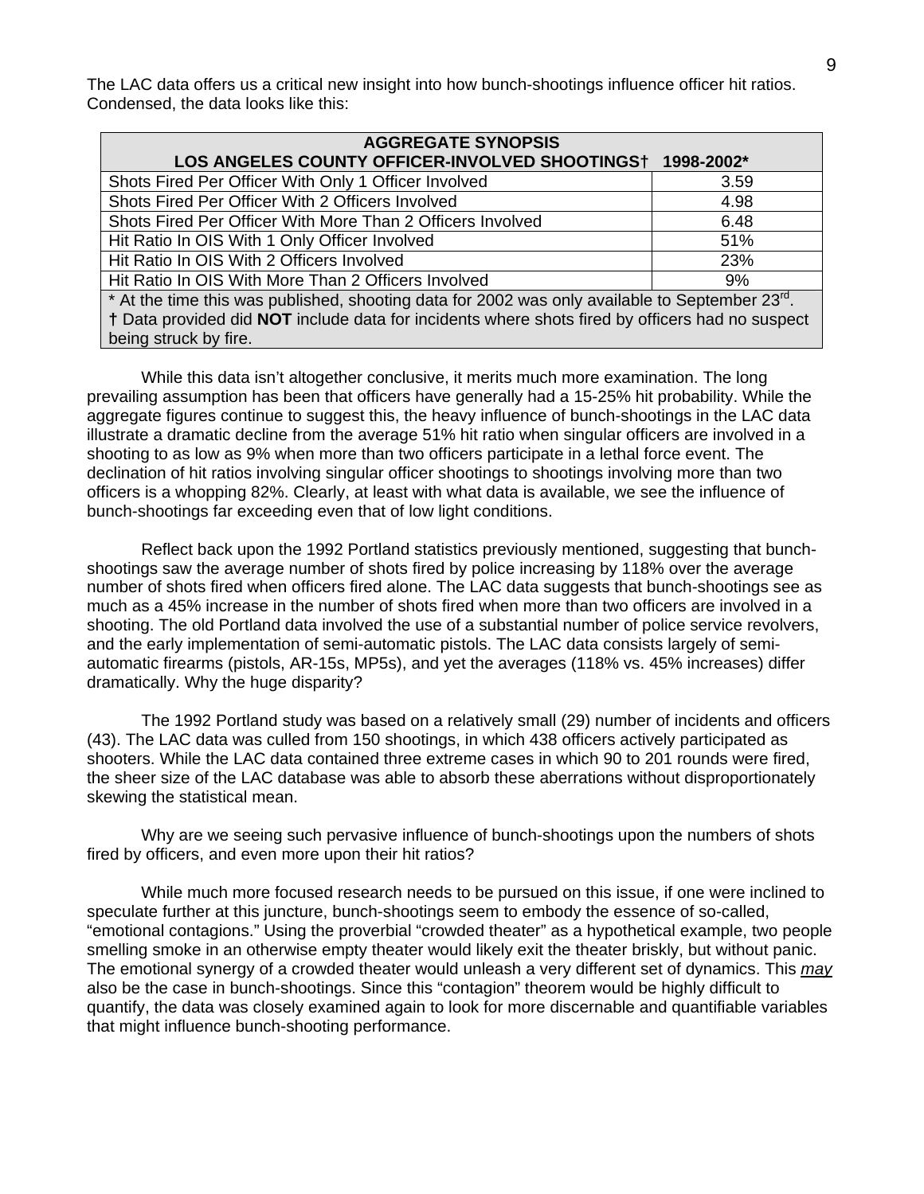The LAC data offers us a critical new insight into how bunch-shootings influence officer hit ratios. Condensed, the data looks like this:

| AGGREGATE SYNOPSIS<br>LOS ANGELES COUNTY OFFICER-INVOLVED SHOOTINGS† 1998-2002* | |
|---|---|
| Shots Fired Per Officer With Only 1 Officer Involved | 3.59 |
| Shots Fired Per Officer With 2 Officers Involved | 4.98 |
| Shots Fired Per Officer With More Than 2 Officers Involved | 6.48 |
| Hit Ratio In OIS With 1 Only Officer Involved | 51% |
| Hit Ratio In OIS With 2 Officers Involved | 23% |
| Hit Ratio In OIS With More Than 2 Officers Involved | 9% |
| * At the time this was published, shooting data for 2002 was only available to September 23rd.<br>† Data provided did **NOT** include data for incidents where shots fired by officers had no suspect being struck by fire. | |

While this data isn't altogether conclusive, it merits much more examination. The long prevailing assumption has been that officers have generally had a 15-25% hit probability. While the aggregate figures continue to suggest this, the heavy influence of bunch-shootings in the LAC data illustrate a dramatic decline from the average 51% hit ratio when singular officers are involved in a shooting to as low as 9% when more than two officers participate in a lethal force event. The declination of hit ratios involving singular officer shootings to shootings involving more than two officers is a whopping 82%. Clearly, at least with what data is available, we see the influence of bunch-shootings far exceeding even that of low light conditions.

Reflect back upon the 1992 Portland statistics previously mentioned, suggesting that bunch-shootings saw the average number of shots fired by police increasing by 118% over the average number of shots fired when officers fired alone. The LAC data suggests that bunch-shootings see as much as a 45% increase in the number of shots fired when more than two officers are involved in a shooting. The old Portland data involved the use of a substantial number of police service revolvers, and the early implementation of semi-automatic pistols. The LAC data consists largely of semi-automatic firearms (pistols, AR-15s, MP5s), and yet the averages (118% vs. 45% increases) differ dramatically. Why the huge disparity?

The 1992 Portland study was based on a relatively small (29) number of incidents and officers (43). The LAC data was culled from 150 shootings, in which 438 officers actively participated as shooters. While the LAC data contained three extreme cases in which 90 to 201 rounds were fired, the sheer size of the LAC database was able to absorb these aberrations without disproportionately skewing the statistical mean.

Why are we seeing such pervasive influence of bunch-shootings upon the numbers of shots fired by officers, and even more upon their hit ratios?

While much more focused research needs to be pursued on this issue, if one were inclined to speculate further at this juncture, bunch-shootings seem to embody the essence of so-called, "emotional contagions." Using the proverbial "crowded theater" as a hypothetical example, two people smelling smoke in an otherwise empty theater would likely exit the theater briskly, but without panic. The emotional synergy of a crowded theater would unleash a very different set of dynamics. This ***may*** also be the case in bunch-shootings. Since this "contagion" theorem would be highly difficult to quantify, the data was closely examined again to look for more discernable and quantifiable variables that might influence bunch-shooting performance.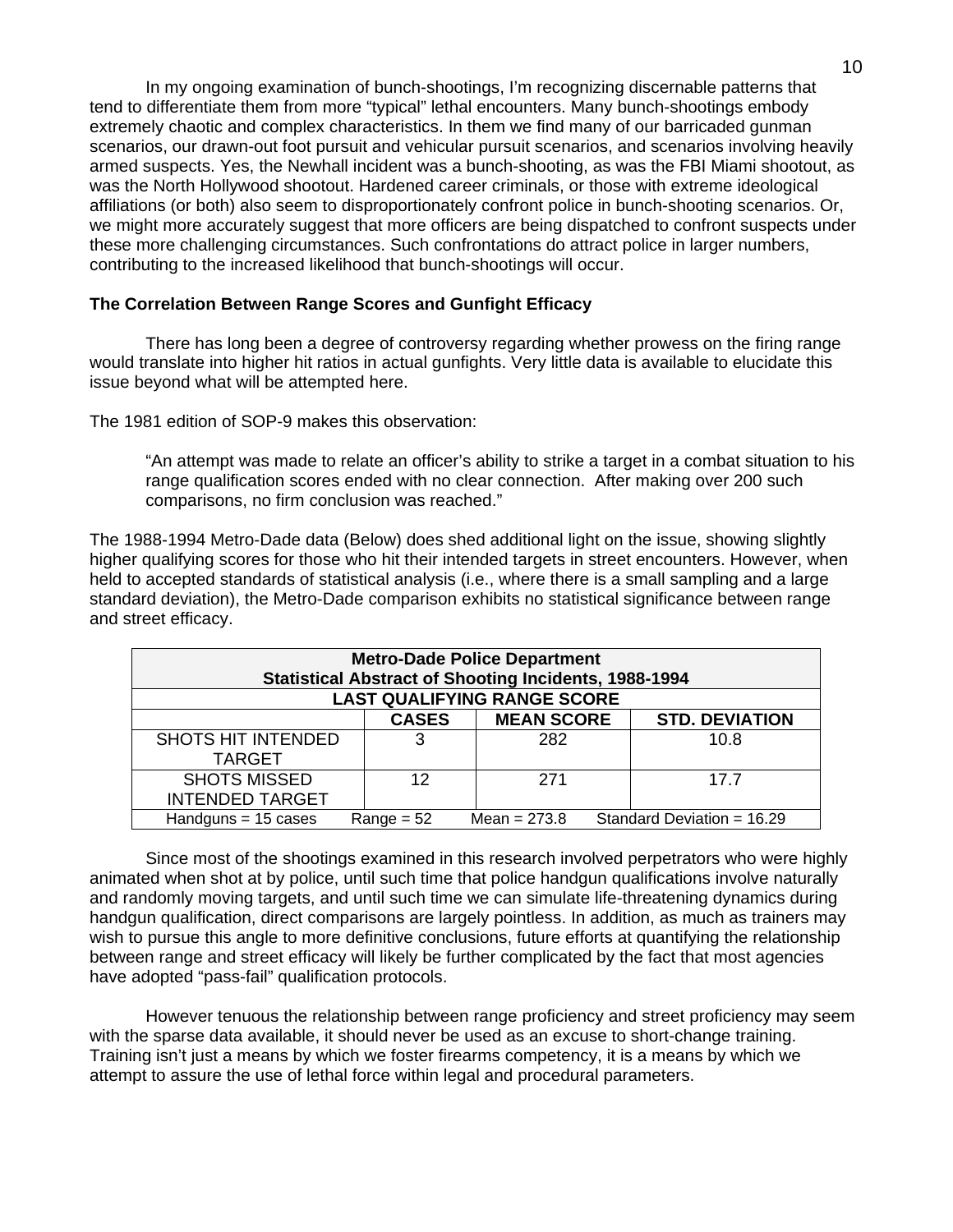In my ongoing examination of bunch-shootings, I'm recognizing discernable patterns that tend to differentiate them from more "typical" lethal encounters. Many bunch-shootings embody extremely chaotic and complex characteristics. In them we find many of our barricaded gunman scenarios, our drawn-out foot pursuit and vehicular pursuit scenarios, and scenarios involving heavily armed suspects. Yes, the Newhall incident was a bunch-shooting, as was the FBI Miami shootout, as was the North Hollywood shootout. Hardened career criminals, or those with extreme ideological affiliations (or both) also seem to disproportionately confront police in bunch-shooting scenarios. Or, we might more accurately suggest that more officers are being dispatched to confront suspects under these more challenging circumstances. Such confrontations do attract police in larger numbers, contributing to the increased likelihood that bunch-shootings will occur.

**The Correlation Between Range Scores and Gunfight Efficacy**

There has long been a degree of controversy regarding whether prowess on the firing range would translate into higher hit ratios in actual gunfights. Very little data is available to elucidate this issue beyond what will be attempted here.

The 1981 edition of SOP-9 makes this observation:

> "An attempt was made to relate an officer's ability to strike a target in a combat situation to his range qualification scores ended with no clear connection. After making over 200 such comparisons, no firm conclusion was reached."

The 1988-1994 Metro-Dade data (Below) does shed additional light on the issue, showing slightly higher qualifying scores for those who hit their intended targets in street encounters. However, when held to accepted standards of statistical analysis (i.e., where there is a small sampling and a large standard deviation), the Metro-Dade comparison exhibits no statistical significance between range and street efficacy.

| **Metro-Dade Police Department Statistical Abstract of Shooting Incidents, 1988-1994** | | | |
|---|---|---|---|
| **LAST QUALIFYING RANGE SCORE** | | | |
| | **CASES** | **MEAN SCORE** | **STD. DEVIATION** |
| SHOTS HIT INTENDED TARGET | 3 | 282 | 10.8 |
| SHOTS MISSED INTENDED TARGET | 12 | 271 | 17.7 |
| Handguns = 15 cases | Range = 52 | Mean = 273.8 | Standard Deviation = 16.29 |

Since most of the shootings examined in this research involved perpetrators who were highly animated when shot at by police, until such time that police handgun qualifications involve naturally and randomly moving targets, and until such time we can simulate life-threatening dynamics during handgun qualification, direct comparisons are largely pointless. In addition, as much as trainers may wish to pursue this angle to more definitive conclusions, future efforts at quantifying the relationship between range and street efficacy will likely be further complicated by the fact that most agencies have adopted "pass-fail" qualification protocols.

However tenuous the relationship between range proficiency and street proficiency may seem with the sparse data available, it should never be used as an excuse to short-change training. Training isn't just a means by which we foster firearms competency, it is a means by which we attempt to assure the use of lethal force within legal and procedural parameters.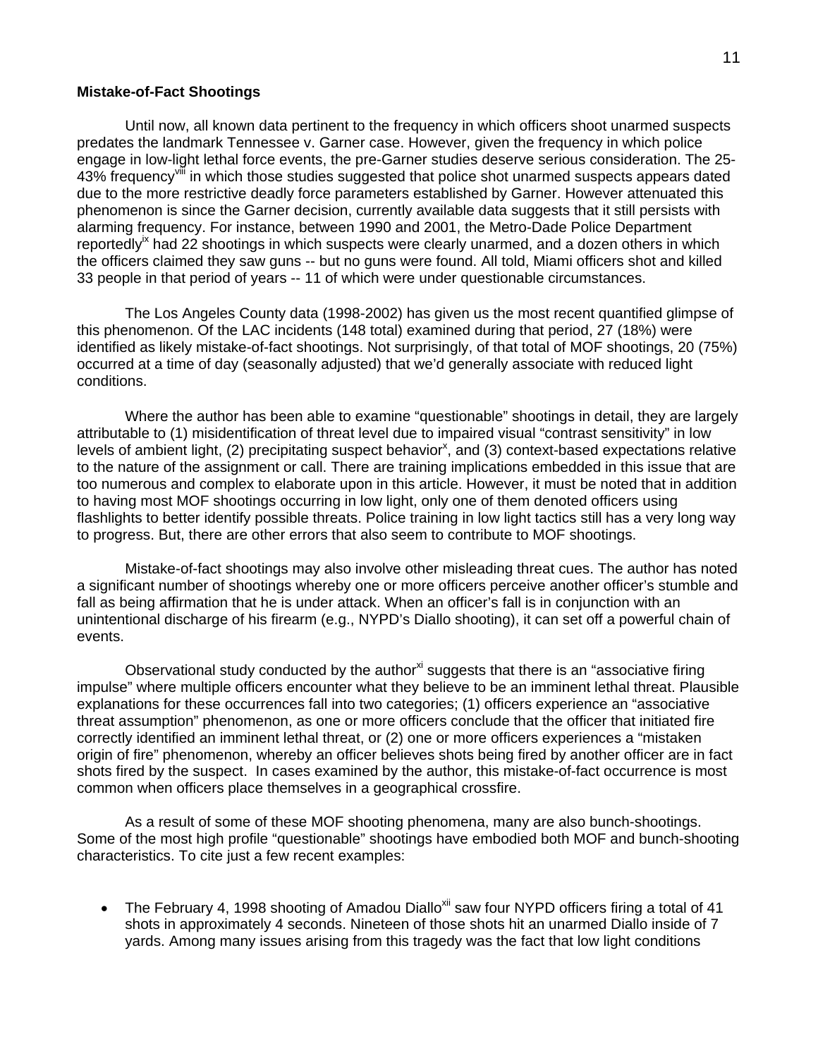**Mistake-of-Fact Shootings**

Until now, all known data pertinent to the frequency in which officers shoot unarmed suspects predates the landmark Tennessee v. Garner case. However, given the frequency in which police engage in low-light lethal force events, the pre-Garner studies deserve serious consideration. The 25-43% frequency[viii] in which those studies suggested that police shot unarmed suspects appears dated due to the more restrictive deadly force parameters established by Garner. However attenuated this phenomenon is since the Garner decision, currently available data suggests that it still persists with alarming frequency. For instance, between 1990 and 2001, the Metro-Dade Police Department reportedly[ix] had 22 shootings in which suspects were clearly unarmed, and a dozen others in which the officers claimed they saw guns -- but no guns were found. All told, Miami officers shot and killed 33 people in that period of years -- 11 of which were under questionable circumstances.

The Los Angeles County data (1998-2002) has given us the most recent quantified glimpse of this phenomenon. Of the LAC incidents (148 total) examined during that period, 27 (18%) were identified as likely mistake-of-fact shootings. Not surprisingly, of that total of MOF shootings, 20 (75%) occurred at a time of day (seasonally adjusted) that we'd generally associate with reduced light conditions.

Where the author has been able to examine "questionable" shootings in detail, they are largely attributable to (1) misidentification of threat level due to impaired visual "contrast sensitivity" in low levels of ambient light, (2) precipitating suspect behavior[x], and (3) context-based expectations relative to the nature of the assignment or call. There are training implications embedded in this issue that are too numerous and complex to elaborate upon in this article. However, it must be noted that in addition to having most MOF shootings occurring in low light, only one of them denoted officers using flashlights to better identify possible threats. Police training in low light tactics still has a very long way to progress. But, there are other errors that also seem to contribute to MOF shootings.

Mistake-of-fact shootings may also involve other misleading threat cues. The author has noted a significant number of shootings whereby one or more officers perceive another officer's stumble and fall as being affirmation that he is under attack. When an officer's fall is in conjunction with an unintentional discharge of his firearm (e.g., NYPD's Diallo shooting), it can set off a powerful chain of events.

Observational study conducted by the author[xi] suggests that there is an "associative firing impulse" where multiple officers encounter what they believe to be an imminent lethal threat. Plausible explanations for these occurrences fall into two categories; (1) officers experience an "associative threat assumption" phenomenon, as one or more officers conclude that the officer that initiated fire correctly identified an imminent lethal threat, or (2) one or more officers experiences a "mistaken origin of fire" phenomenon, whereby an officer believes shots being fired by another officer are in fact shots fired by the suspect. In cases examined by the author, this mistake-of-fact occurrence is most common when officers place themselves in a geographical crossfire.

As a result of some of these MOF shooting phenomena, many are also bunch-shootings. Some of the most high profile "questionable" shootings have embodied both MOF and bunch-shooting characteristics. To cite just a few recent examples:

- The February 4, 1998 shooting of Amadou Diallo[xii] saw four NYPD officers firing a total of 41 shots in approximately 4 seconds. Nineteen of those shots hit an unarmed Diallo inside of 7 yards. Among many issues arising from this tragedy was the fact that low light conditions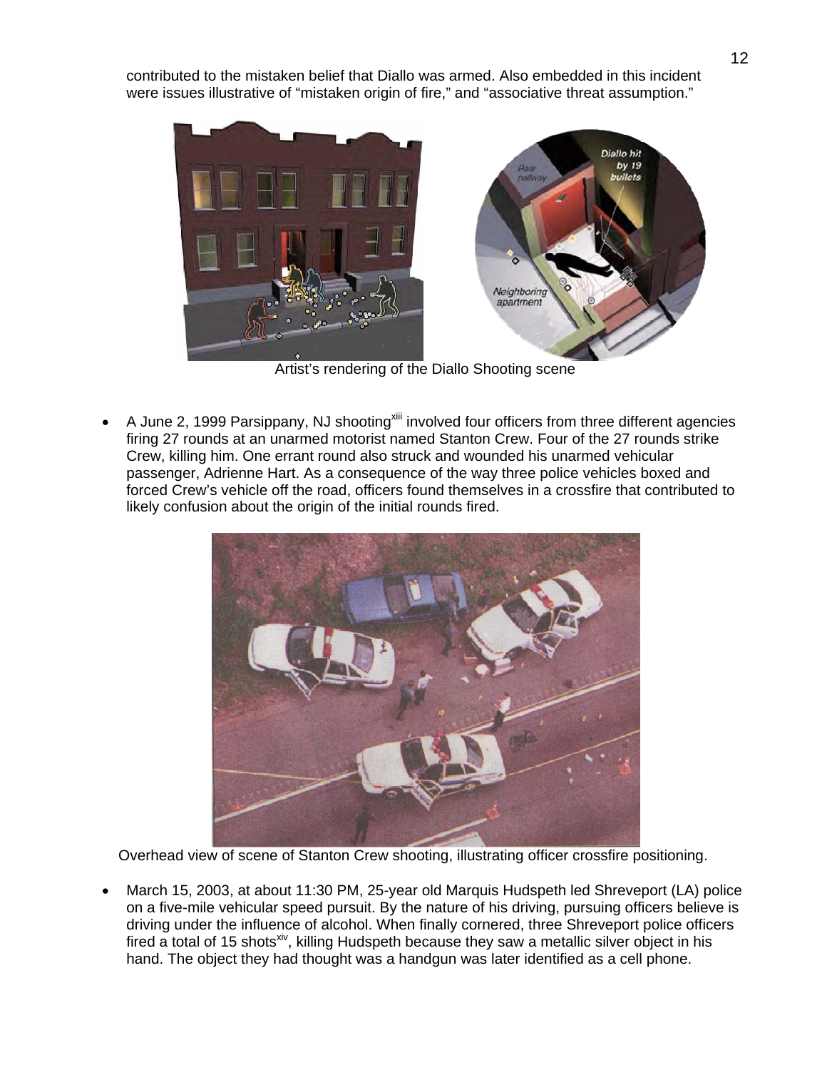contributed to the mistaken belief that Diallo was armed. Also embedded in this incident were issues illustrative of "mistaken origin of fire," and "associative threat assumption."

Artist's rendering of the Diallo Shooting scene

- A June 2, 1999 Parsippany, NJ shooting[xiii] involved four officers from three different agencies firing 27 rounds at an unarmed motorist named Stanton Crew. Four of the 27 rounds strike Crew, killing him. One errant round also struck and wounded his unarmed vehicular passenger, Adrienne Hart. As a consequence of the way three police vehicles boxed and forced Crew's vehicle off the road, officers found themselves in a crossfire that contributed to likely confusion about the origin of the initial rounds fired.

Overhead view of scene of Stanton Crew shooting, illustrating officer crossfire positioning.

- March 15, 2003, at about 11:30 PM, 25-year old Marquis Hudspeth led Shreveport (LA) police on a five-mile vehicular speed pursuit. By the nature of his driving, pursuing officers believe is driving under the influence of alcohol. When finally cornered, three Shreveport police officers fired a total of 15 shots[xiv], killing Hudspeth because they saw a metallic silver object in his hand. The object they had thought was a handgun was later identified as a cell phone.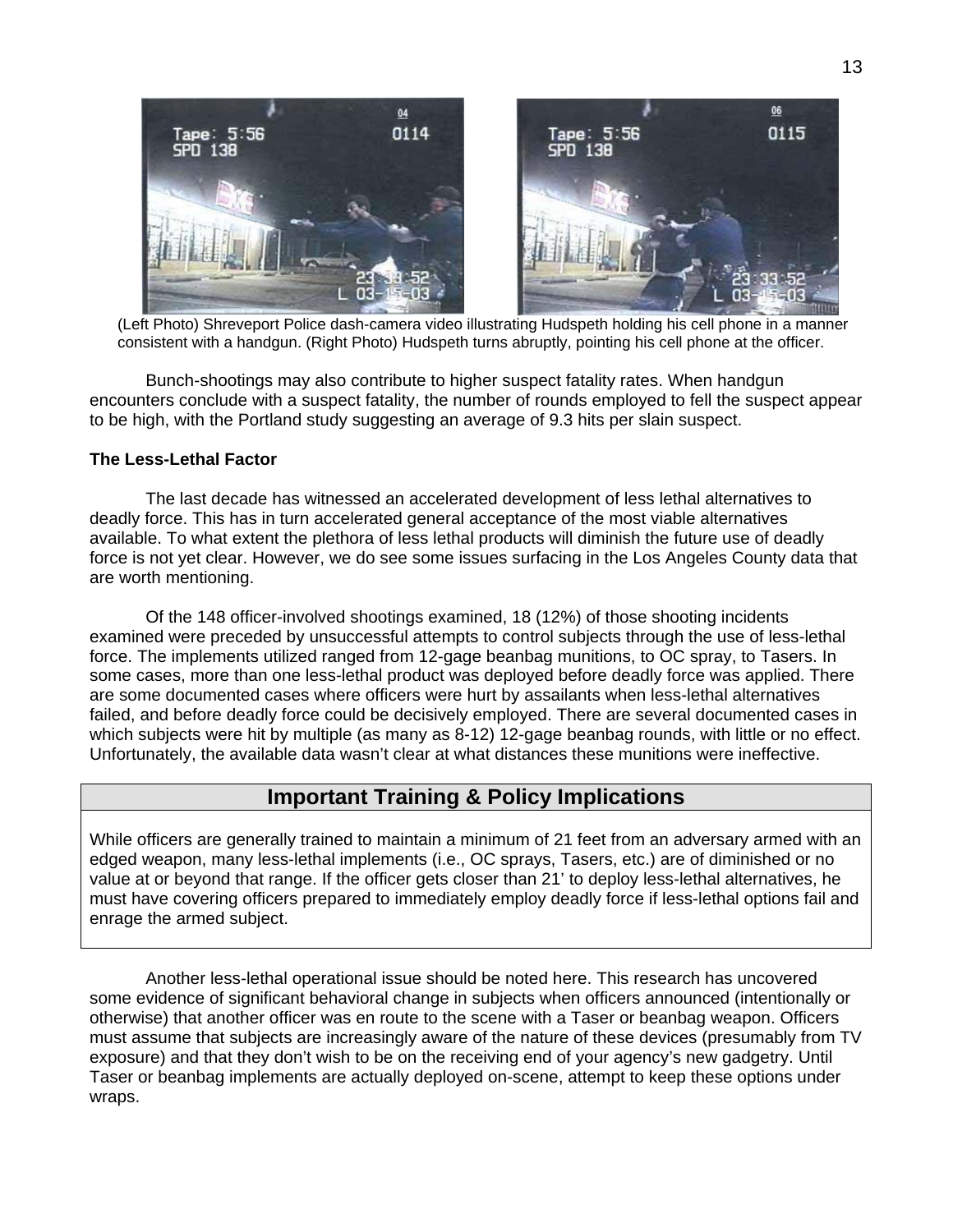(Left Photo) Shreveport Police dash-camera video illustrating Hudspeth holding his cell phone in a manner consistent with a handgun. (Right Photo) Hudspeth turns abruptly, pointing his cell phone at the officer.

Bunch-shootings may also contribute to higher suspect fatality rates. When handgun encounters conclude with a suspect fatality, the number of rounds employed to fell the suspect appear to be high, with the Portland study suggesting an average of 9.3 hits per slain suspect.

**The Less-Lethal Factor**

The last decade has witnessed an accelerated development of less lethal alternatives to deadly force. This has in turn accelerated general acceptance of the most viable alternatives available. To what extent the plethora of less lethal products will diminish the future use of deadly force is not yet clear. However, we do see some issues surfacing in the Los Angeles County data that are worth mentioning.

Of the 148 officer-involved shootings examined, 18 (12%) of those shooting incidents examined were preceded by unsuccessful attempts to control subjects through the use of less-lethal force. The implements utilized ranged from 12-gage beanbag munitions, to OC spray, to Tasers. In some cases, more than one less-lethal product was deployed before deadly force was applied. There are some documented cases where officers were hurt by assailants when less-lethal alternatives failed, and before deadly force could be decisively employed. There are several documented cases in which subjects were hit by multiple (as many as 8-12) 12-gage beanbag rounds, with little or no effect. Unfortunately, the available data wasn't clear at what distances these munitions were ineffective.

## Important Training & Policy Implications

While officers are generally trained to maintain a minimum of 21 feet from an adversary armed with an edged weapon, many less-lethal implements (i.e., OC sprays, Tasers, etc.) are of diminished or no value at or beyond that range. If the officer gets closer than 21' to deploy less-lethal alternatives, he must have covering officers prepared to immediately employ deadly force if less-lethal options fail and enrage the armed subject.

Another less-lethal operational issue should be noted here. This research has uncovered some evidence of significant behavioral change in subjects when officers announced (intentionally or otherwise) that another officer was en route to the scene with a Taser or beanbag weapon. Officers must assume that subjects are increasingly aware of the nature of these devices (presumably from TV exposure) and that they don't wish to be on the receiving end of your agency's new gadgetry. Until Taser or beanbag implements are actually deployed on-scene, attempt to keep these options under wraps.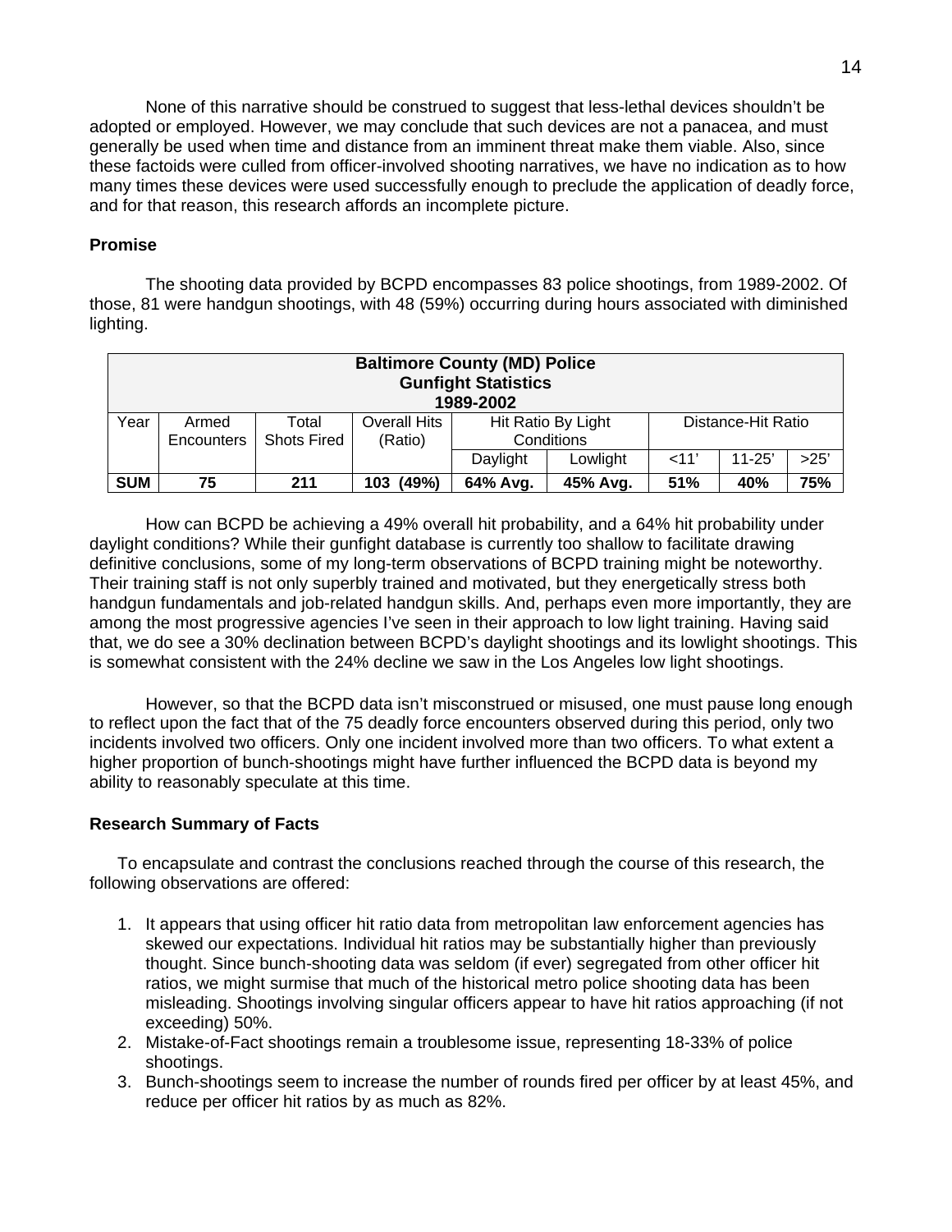None of this narrative should be construed to suggest that less-lethal devices shouldn't be adopted or employed. However, we may conclude that such devices are not a panacea, and must generally be used when time and distance from an imminent threat make them viable. Also, since these factoids were culled from officer-involved shooting narratives, we have no indication as to how many times these devices were used successfully enough to preclude the application of deadly force, and for that reason, this research affords an incomplete picture.

**Promise**

The shooting data provided by BCPD encompasses 83 police shootings, from 1989-2002. Of those, 81 were handgun shootings, with 48 (59%) occurring during hours associated with diminished lighting.

| **Baltimore County (MD) Police Gunfight Statistics 1989-2002** | | | | | | | | |
|---|---|---|---|---|---|---|---|---|
| Year | Armed Encounters | Total Shots Fired | Overall Hits (Ratio) | Hit Ratio By Light Conditions | | Distance-Hit Ratio | | |
| | | | | Daylight | Lowlight | <11' | 11-25' | >25' |
| **SUM** | **75** | **211** | **103 (49%)** | **64% Avg.** | **45% Avg.** | **51%** | **40%** | **75%** |

How can BCPD be achieving a 49% overall hit probability, and a 64% hit probability under daylight conditions? While their gunfight database is currently too shallow to facilitate drawing definitive conclusions, some of my long-term observations of BCPD training might be noteworthy. Their training staff is not only superbly trained and motivated, but they energetically stress both handgun fundamentals and job-related handgun skills. And, perhaps even more importantly, they are among the most progressive agencies I've seen in their approach to low light training. Having said that, we do see a 30% declination between BCPD's daylight shootings and its lowlight shootings. This is somewhat consistent with the 24% decline we saw in the Los Angeles low light shootings.

However, so that the BCPD data isn't misconstrued or misused, one must pause long enough to reflect upon the fact that of the 75 deadly force encounters observed during this period, only two incidents involved two officers. Only one incident involved more than two officers. To what extent a higher proportion of bunch-shootings might have further influenced the BCPD data is beyond my ability to reasonably speculate at this time.

**Research Summary of Facts**

To encapsulate and contrast the conclusions reached through the course of this research, the following observations are offered:

1. It appears that using officer hit ratio data from metropolitan law enforcement agencies has skewed our expectations. Individual hit ratios may be substantially higher than previously thought. Since bunch-shooting data was seldom (if ever) segregated from other officer hit ratios, we might surmise that much of the historical metro police shooting data has been misleading. Shootings involving singular officers appear to have hit ratios approaching (if not exceeding) 50%.
2. Mistake-of-Fact shootings remain a troublesome issue, representing 18-33% of police shootings.
3. Bunch-shootings seem to increase the number of rounds fired per officer by at least 45%, and reduce per officer hit ratios by as much as 82%.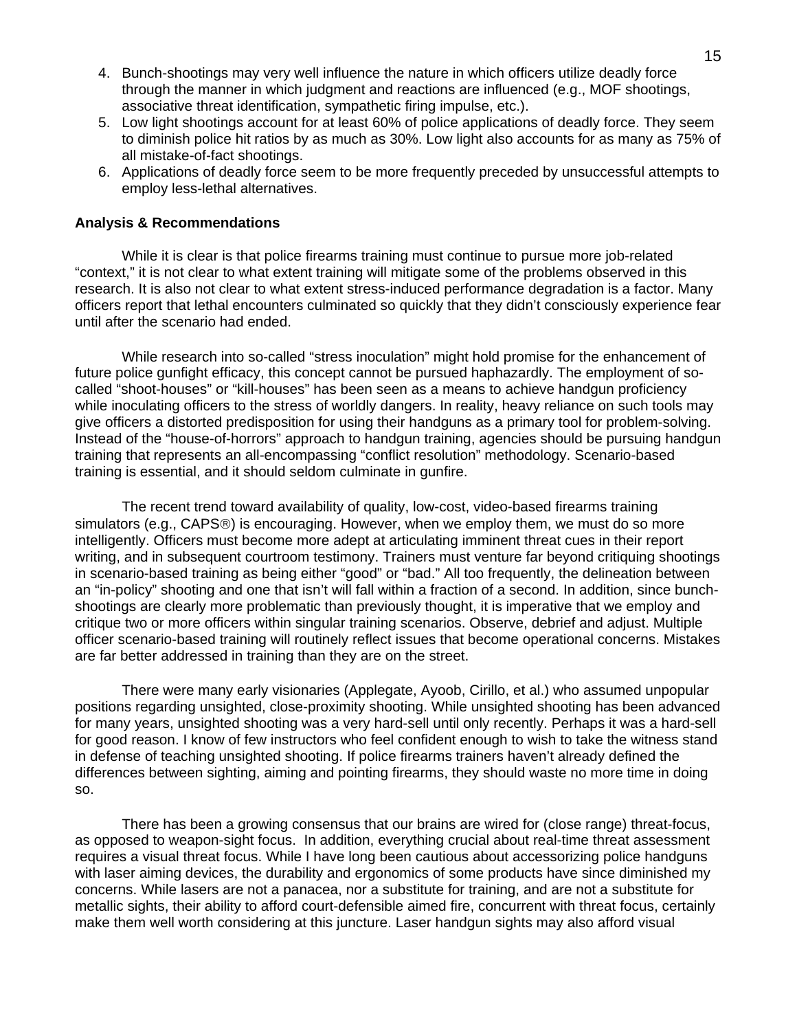4. Bunch-shootings may very well influence the nature in which officers utilize deadly force through the manner in which judgment and reactions are influenced (e.g., MOF shootings, associative threat identification, sympathetic firing impulse, etc.).
5. Low light shootings account for at least 60% of police applications of deadly force. They seem to diminish police hit ratios by as much as 30%. Low light also accounts for as many as 75% of all mistake-of-fact shootings.
6. Applications of deadly force seem to be more frequently preceded by unsuccessful attempts to employ less-lethal alternatives.

**Analysis & Recommendations**

While it is clear is that police firearms training must continue to pursue more job-related "context," it is not clear to what extent training will mitigate some of the problems observed in this research. It is also not clear to what extent stress-induced performance degradation is a factor. Many officers report that lethal encounters culminated so quickly that they didn't consciously experience fear until after the scenario had ended.

While research into so-called "stress inoculation" might hold promise for the enhancement of future police gunfight efficacy, this concept cannot be pursued haphazardly. The employment of so-called "shoot-houses" or "kill-houses" has been seen as a means to achieve handgun proficiency while inoculating officers to the stress of worldly dangers. In reality, heavy reliance on such tools may give officers a distorted predisposition for using their handguns as a primary tool for problem-solving. Instead of the "house-of-horrors" approach to handgun training, agencies should be pursuing handgun training that represents an all-encompassing "conflict resolution" methodology. Scenario-based training is essential, and it should seldom culminate in gunfire.

The recent trend toward availability of quality, low-cost, video-based firearms training simulators (e.g., CAPS®) is encouraging. However, when we employ them, we must do so more intelligently. Officers must become more adept at articulating imminent threat cues in their report writing, and in subsequent courtroom testimony. Trainers must venture far beyond critiquing shootings in scenario-based training as being either "good" or "bad." All too frequently, the delineation between an "in-policy" shooting and one that isn't will fall within a fraction of a second. In addition, since bunch-shootings are clearly more problematic than previously thought, it is imperative that we employ and critique two or more officers within singular training scenarios. Observe, debrief and adjust. Multiple officer scenario-based training will routinely reflect issues that become operational concerns. Mistakes are far better addressed in training than they are on the street.

There were many early visionaries (Applegate, Ayoob, Cirillo, et al.) who assumed unpopular positions regarding unsighted, close-proximity shooting. While unsighted shooting has been advanced for many years, unsighted shooting was a very hard-sell until only recently. Perhaps it was a hard-sell for good reason. I know of few instructors who feel confident enough to wish to take the witness stand in defense of teaching unsighted shooting. If police firearms trainers haven't already defined the differences between sighting, aiming and pointing firearms, they should waste no more time in doing so.

There has been a growing consensus that our brains are wired for (close range) threat-focus, as opposed to weapon-sight focus. In addition, everything crucial about real-time threat assessment requires a visual threat focus. While I have long been cautious about accessorizing police handguns with laser aiming devices, the durability and ergonomics of some products have since diminished my concerns. While lasers are not a panacea, nor a substitute for training, and are not a substitute for metallic sights, their ability to afford court-defensible aimed fire, concurrent with threat focus, certainly make them well worth considering at this juncture. Laser handgun sights may also afford visual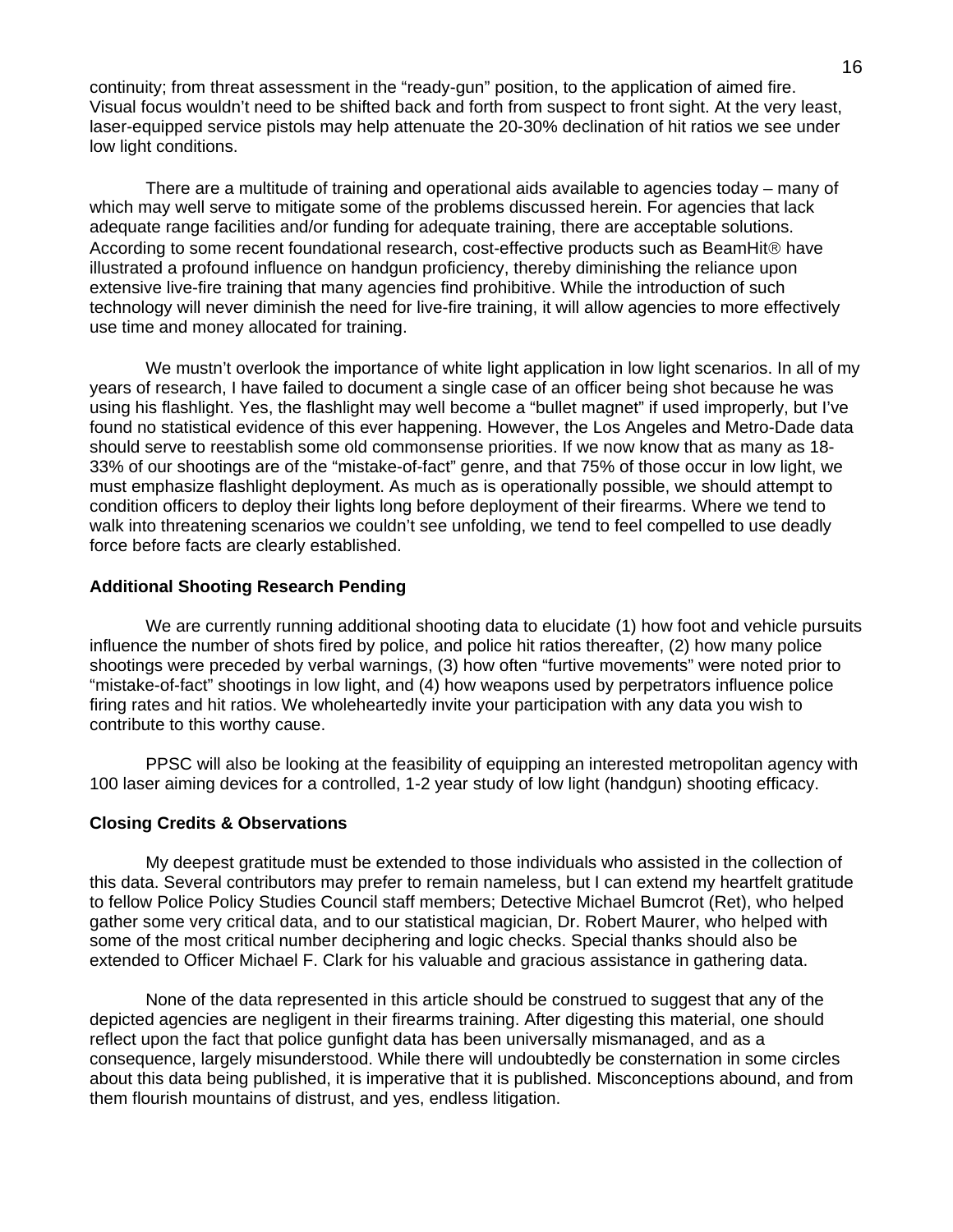continuity; from threat assessment in the "ready-gun" position, to the application of aimed fire. Visual focus wouldn't need to be shifted back and forth from suspect to front sight. At the very least, laser-equipped service pistols may help attenuate the 20-30% declination of hit ratios we see under low light conditions.

There are a multitude of training and operational aids available to agencies today – many of which may well serve to mitigate some of the problems discussed herein. For agencies that lack adequate range facilities and/or funding for adequate training, there are acceptable solutions. According to some recent foundational research, cost-effective products such as BeamHit® have illustrated a profound influence on handgun proficiency, thereby diminishing the reliance upon extensive live-fire training that many agencies find prohibitive. While the introduction of such technology will never diminish the need for live-fire training, it will allow agencies to more effectively use time and money allocated for training.

We mustn't overlook the importance of white light application in low light scenarios. In all of my years of research, I have failed to document a single case of an officer being shot because he was using his flashlight. Yes, the flashlight may well become a "bullet magnet" if used improperly, but I've found no statistical evidence of this ever happening. However, the Los Angeles and Metro-Dade data should serve to reestablish some old commonsense priorities. If we now know that as many as 18-33% of our shootings are of the "mistake-of-fact" genre, and that 75% of those occur in low light, we must emphasize flashlight deployment. As much as is operationally possible, we should attempt to condition officers to deploy their lights long before deployment of their firearms. Where we tend to walk into threatening scenarios we couldn't see unfolding, we tend to feel compelled to use deadly force before facts are clearly established.

**Additional Shooting Research Pending**

We are currently running additional shooting data to elucidate (1) how foot and vehicle pursuits influence the number of shots fired by police, and police hit ratios thereafter, (2) how many police shootings were preceded by verbal warnings, (3) how often "furtive movements" were noted prior to "mistake-of-fact" shootings in low light, and (4) how weapons used by perpetrators influence police firing rates and hit ratios. We wholeheartedly invite your participation with any data you wish to contribute to this worthy cause.

PPSC will also be looking at the feasibility of equipping an interested metropolitan agency with 100 laser aiming devices for a controlled, 1-2 year study of low light (handgun) shooting efficacy.

**Closing Credits & Observations**

My deepest gratitude must be extended to those individuals who assisted in the collection of this data. Several contributors may prefer to remain nameless, but I can extend my heartfelt gratitude to fellow Police Policy Studies Council staff members; Detective Michael Bumcrot (Ret), who helped gather some very critical data, and to our statistical magician, Dr. Robert Maurer, who helped with some of the most critical number deciphering and logic checks. Special thanks should also be extended to Officer Michael F. Clark for his valuable and gracious assistance in gathering data.

None of the data represented in this article should be construed to suggest that any of the depicted agencies are negligent in their firearms training. After digesting this material, one should reflect upon the fact that police gunfight data has been universally mismanaged, and as a consequence, largely misunderstood. While there will undoubtedly be consternation in some circles about this data being published, it is imperative that it is published. Misconceptions abound, and from them flourish mountains of distrust, and yes, endless litigation.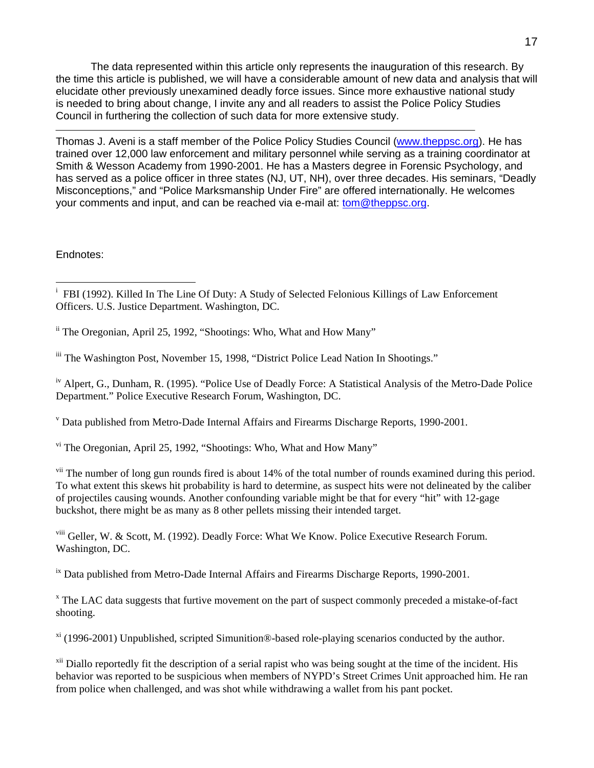The data represented within this article only represents the inauguration of this research. By the time this article is published, we will have a considerable amount of new data and analysis that will elucidate other previously unexamined deadly force issues. Since more exhaustive national study is needed to bring about change, I invite any and all readers to assist the Police Policy Studies Council in furthering the collection of such data for more extensive study.

---

Thomas J. Aveni is a staff member of the Police Policy Studies Council (www.theppsc.org). He has trained over 12,000 law enforcement and military personnel while serving as a training coordinator at Smith & Wesson Academy from 1990-2001. He has a Masters degree in Forensic Psychology, and has served as a police officer in three states (NJ, UT, NH), over three decades. His seminars, "Deadly Misconceptions," and "Police Marksmanship Under Fire" are offered internationally. He welcomes your comments and input, and can be reached via e-mail at: tom@theppsc.org.

Endnotes:

---

[i] FBI (1992). Killed In The Line Of Duty: A Study of Selected Felonious Killings of Law Enforcement Officers. U.S. Justice Department. Washington, DC.

[ii] The Oregonian, April 25, 1992, "Shootings: Who, What and How Many"

[iii] The Washington Post, November 15, 1998, "District Police Lead Nation In Shootings."

[iv] Alpert, G., Dunham, R. (1995). "Police Use of Deadly Force: A Statistical Analysis of the Metro-Dade Police Department." Police Executive Research Forum, Washington, DC.

[v] Data published from Metro-Dade Internal Affairs and Firearms Discharge Reports, 1990-2001.

[vi] The Oregonian, April 25, 1992, "Shootings: Who, What and How Many"

[vii] The number of long gun rounds fired is about 14% of the total number of rounds examined during this period. To what extent this skews hit probability is hard to determine, as suspect hits were not delineated by the caliber of projectiles causing wounds. Another confounding variable might be that for every "hit" with 12-gage buckshot, there might be as many as 8 other pellets missing their intended target.

[viii] Geller, W. & Scott, M. (1992). Deadly Force: What We Know. Police Executive Research Forum. Washington, DC.

[ix] Data published from Metro-Dade Internal Affairs and Firearms Discharge Reports, 1990-2001.

[x] The LAC data suggests that furtive movement on the part of suspect commonly preceded a mistake-of-fact shooting.

[xi] (1996-2001) Unpublished, scripted Simunition®-based role-playing scenarios conducted by the author.

[xii] Diallo reportedly fit the description of a serial rapist who was being sought at the time of the incident. His behavior was reported to be suspicious when members of NYPD's Street Crimes Unit approached him. He ran from police when challenged, and was shot while withdrawing a wallet from his pant pocket.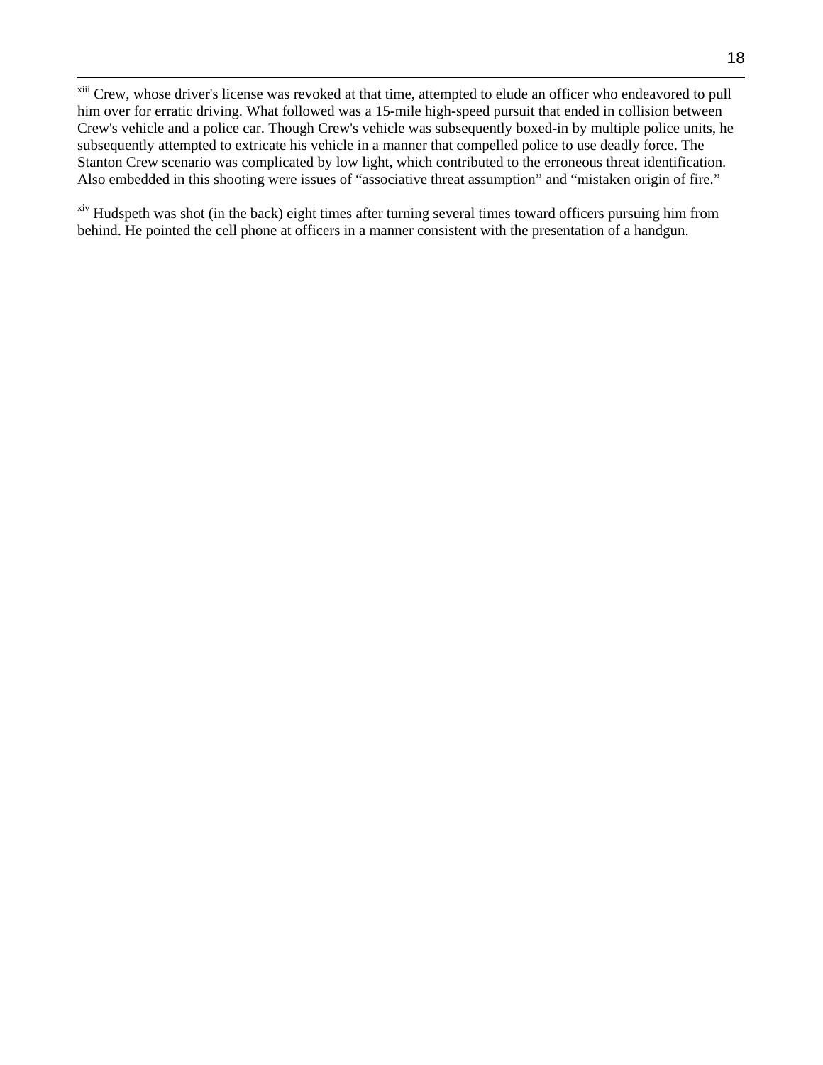[xiii] Crew, whose driver's license was revoked at that time, attempted to elude an officer who endeavored to pull him over for erratic driving. What followed was a 15-mile high-speed pursuit that ended in collision between Crew's vehicle and a police car. Though Crew's vehicle was subsequently boxed-in by multiple police units, he subsequently attempted to extricate his vehicle in a manner that compelled police to use deadly force. The Stanton Crew scenario was complicated by low light, which contributed to the erroneous threat identification. Also embedded in this shooting were issues of "associative threat assumption" and "mistaken origin of fire."

[xiv] Hudspeth was shot (in the back) eight times after turning several times toward officers pursuing him from behind. He pointed the cell phone at officers in a manner consistent with the presentation of a handgun.